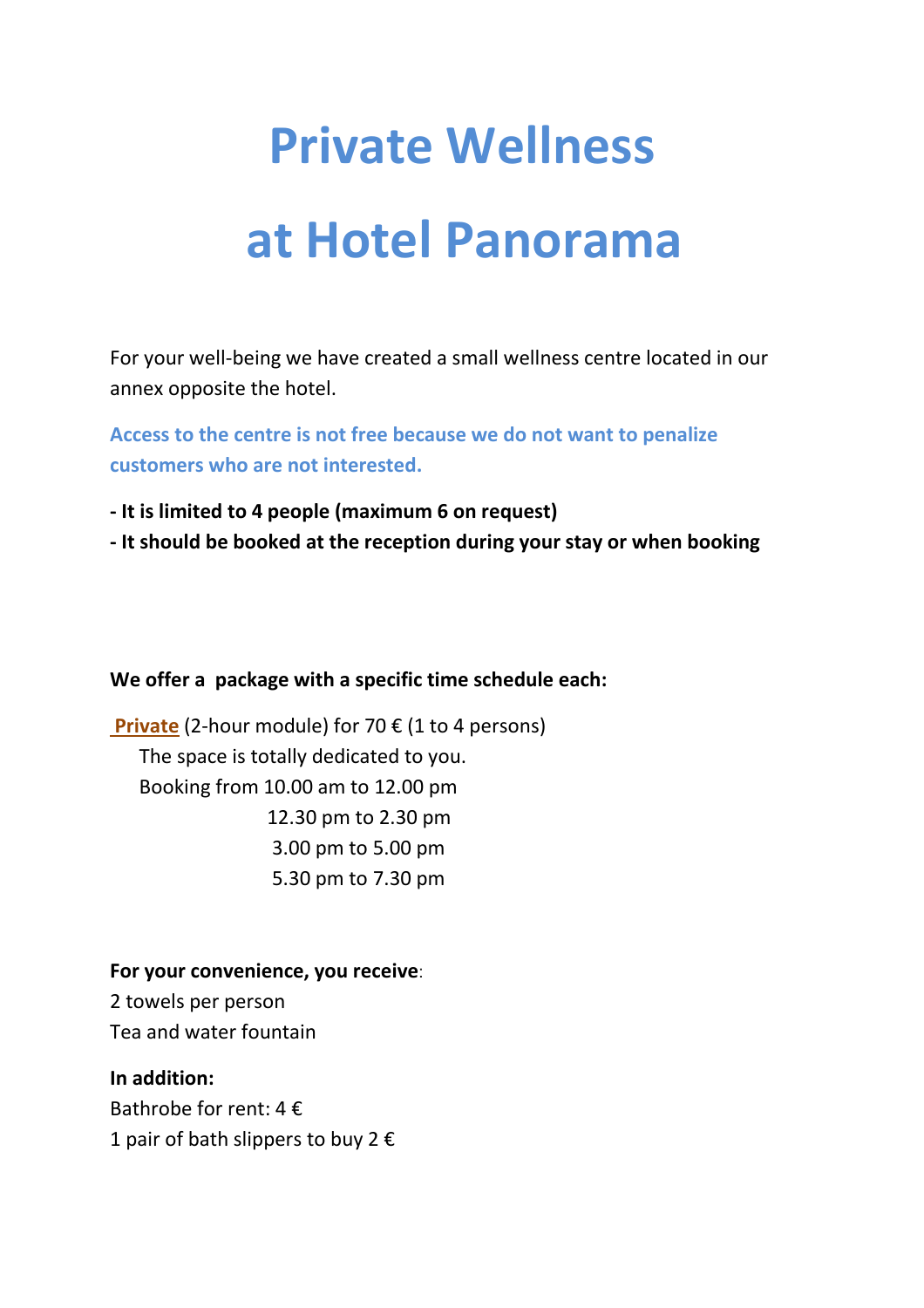# Private Wellness at Hotel Panorama

For your well-being we have created a small wellness centre located in our annex opposite the hotel.

**Access to the centre is not free because we do not want to penalize customers who are not interested.**

**- It is limited to 4 people (maximum 6 on request)**
**- It should be booked at the reception during your stay or when booking**

**We offer a package with a specific time schedule each:**

**Private** (2-hour module) for 70 € (1 to 4 persons)
The space is totally dedicated to you.
Booking from 10.00 am to 12.00 pm
12.30 pm to 2.30 pm
3.00 pm to 5.00 pm
5.30 pm to 7.30 pm

**For your convenience, you receive**:
2 towels per person
Tea and water fountain

**In addition:**
Bathrobe for rent: 4 €
1 pair of bath slippers to buy 2 €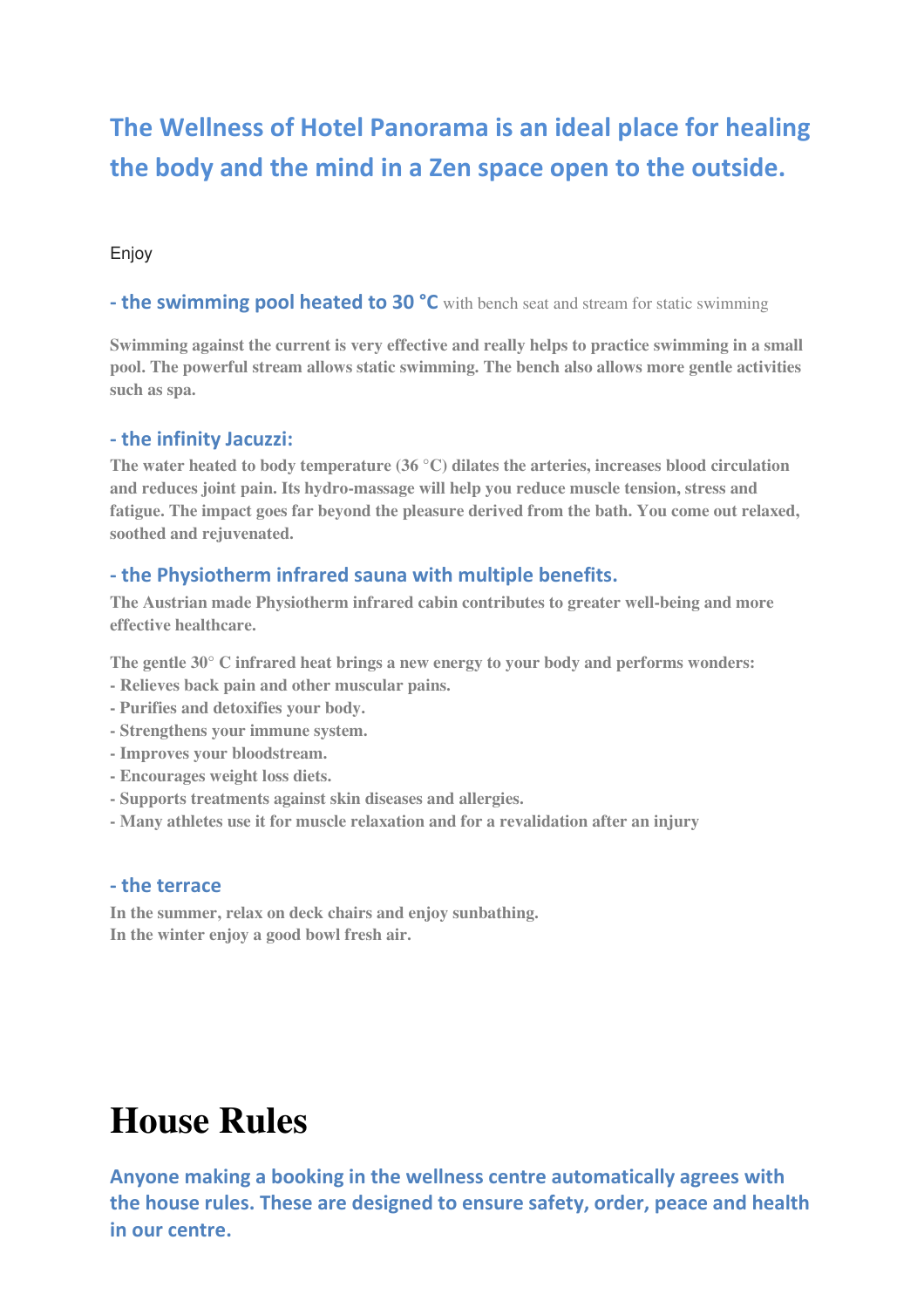## The Wellness of Hotel Panorama is an ideal place for healing the body and the mind in a Zen space open to the outside.

Enjoy

### - the swimming pool heated to 30 °C with bench seat and stream for static swimming

**Swimming against the current is very effective and really helps to practice swimming in a small pool. The powerful stream allows static swimming. The bench also allows more gentle activities such as spa.**

### - the infinity Jacuzzi:

**The water heated to body temperature (36 °C) dilates the arteries, increases blood circulation and reduces joint pain. Its hydro-massage will help you reduce muscle tension, stress and fatigue. The impact goes far beyond the pleasure derived from the bath. You come out relaxed, soothed and rejuvenated.**

### - the Physiotherm infrared sauna with multiple benefits.

**The Austrian made Physiotherm infrared cabin contributes to greater well-being and more effective healthcare.**

**The gentle 30° C infrared heat brings a new energy to your body and performs wonders:**
**- Relieves back pain and other muscular pains.**
**- Purifies and detoxifies your body.**
**- Strengthens your immune system.**
**- Improves your bloodstream.**
**- Encourages weight loss diets.**
**- Supports treatments against skin diseases and allergies.**
**- Many athletes use it for muscle relaxation and for a revalidation after an injury**

### - the terrace

**In the summer, relax on deck chairs and enjoy sunbathing.**
**In the winter enjoy a good bowl fresh air.**

# House Rules

### Anyone making a booking in the wellness centre automatically agrees with the house rules. These are designed to ensure safety, order, peace and health in our centre.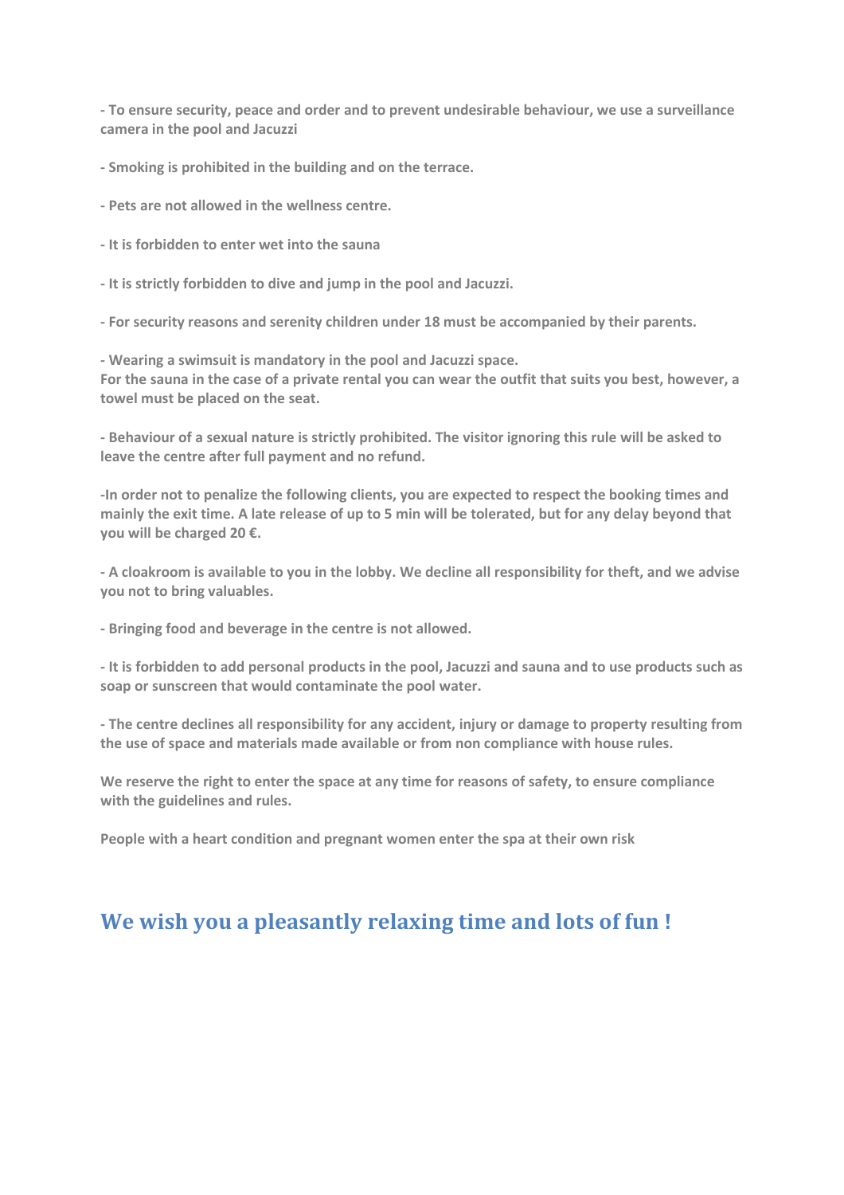**- To ensure security, peace and order and to prevent undesirable behaviour, we use a surveillance camera in the pool and Jacuzzi**

**- Smoking is prohibited in the building and on the terrace.**

**- Pets are not allowed in the wellness centre.**

**- It is forbidden to enter wet into the sauna**

**- It is strictly forbidden to dive and jump in the pool and Jacuzzi.**

**- For security reasons and serenity children under 18 must be accompanied by their parents.**

**- Wearing a swimsuit is mandatory in the pool and Jacuzzi space.**
**For the sauna in the case of a private rental you can wear the outfit that suits you best, however, a towel must be placed on the seat.**

**- Behaviour of a sexual nature is strictly prohibited. The visitor ignoring this rule will be asked to leave the centre after full payment and no refund.**

**-In order not to penalize the following clients, you are expected to respect the booking times and mainly the exit time. A late release of up to 5 min will be tolerated, but for any delay beyond that you will be charged 20 €.**

**- A cloakroom is available to you in the lobby. We decline all responsibility for theft, and we advise you not to bring valuables.**

**- Bringing food and beverage in the centre is not allowed.**

**- It is forbidden to add personal products in the pool, Jacuzzi and sauna and to use products such as soap or sunscreen that would contaminate the pool water.**

**- The centre declines all responsibility for any accident, injury or damage to property resulting from the use of space and materials made available or from non compliance with house rules.**

**We reserve the right to enter the space at any time for reasons of safety, to ensure compliance with the guidelines and rules.**

**People with a heart condition and pregnant women enter the spa at their own risk**

## We wish you a pleasantly relaxing time and lots of fun !